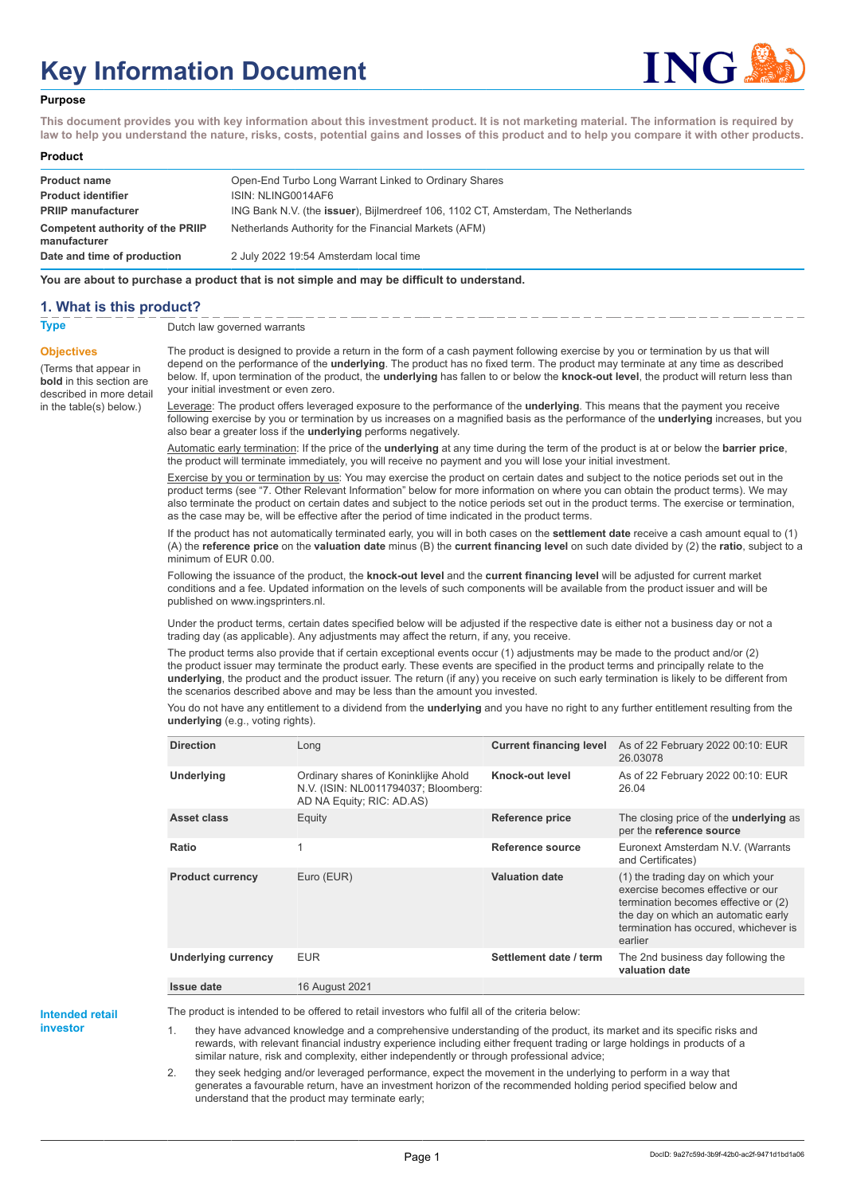# Key Information Document

**Purpose**

**This document provides you with key information about this investment product. It is not marketing material. The information is required by law to help you understand the nature, risks, costs, potential gains and losses of this product and to help you compare it with other products.**

**Product**

| | |
|---|---|
| **Product name** | Open-End Turbo Long Warrant Linked to Ordinary Shares |
| **Product identifier** | ISIN: NLING0014AF6 |
| **PRIIP manufacturer** | ING Bank N.V. (the **issuer**), Bijlmerdreef 106, 1102 CT, Amsterdam, The Netherlands |
| **Competent authority of the PRIIP manufacturer** | Netherlands Authority for the Financial Markets (AFM) |
| **Date and time of production** | 2 July 2022 19:54 Amsterdam local time |

**You are about to purchase a product that is not simple and may be difficult to understand.**

## 1. What is this product?

**Type**

Dutch law governed warrants

**Objectives**

(Terms that appear in **bold** in this section are described in more detail in the table(s) below.)

The product is designed to provide a return in the form of a cash payment following exercise by you or termination by us that will depend on the performance of the **underlying**. The product has no fixed term. The product may terminate at any time as described below. If, upon termination of the product, the **underlying** has fallen to or below the **knock-out level**, the product will return less than your initial investment or even zero.

Leverage: The product offers leveraged exposure to the performance of the **underlying**. This means that the payment you receive following exercise by you or termination by us increases on a magnified basis as the performance of the **underlying** increases, but you also bear a greater loss if the **underlying** performs negatively.

Automatic early termination: If the price of the **underlying** at any time during the term of the product is at or below the **barrier price**, the product will terminate immediately, you will receive no payment and you will lose your initial investment.

Exercise by you or termination by us: You may exercise the product on certain dates and subject to the notice periods set out in the product terms (see "7. Other Relevant Information" below for more information on where you can obtain the product terms). We may also terminate the product on certain dates and subject to the notice periods set out in the product terms. The exercise or termination, as the case may be, will be effective after the period of time indicated in the product terms.

If the product has not automatically terminated early, you will in both cases on the **settlement date** receive a cash amount equal to (1) (A) the **reference price** on the **valuation date** minus (B) the **current financing level** on such date divided by (2) the **ratio**, subject to a minimum of EUR 0.00.

Following the issuance of the product, the **knock-out level** and the **current financing level** will be adjusted for current market conditions and a fee. Updated information on the levels of such components will be available from the product issuer and will be published on www.ingsprinters.nl.

Under the product terms, certain dates specified below will be adjusted if the respective date is either not a business day or not a trading day (as applicable). Any adjustments may affect the return, if any, you receive.

The product terms also provide that if certain exceptional events occur (1) adjustments may be made to the product and/or (2) the product issuer may terminate the product early. These events are specified in the product terms and principally relate to the **underlying**, the product and the product issuer. The return (if any) you receive on such early termination is likely to be different from the scenarios described above and may be less than the amount you invested.

You do not have any entitlement to a dividend from the **underlying** and you have no right to any further entitlement resulting from the **underlying** (e.g., voting rights).

| | | | |
|---|---|---|---|
| **Direction** | Long | **Current financing level** | As of 22 February 2022 00:10: EUR 26.03078 |
| **Underlying** | Ordinary shares of Koninklijke Ahold N.V. (ISIN: NL0011794037; Bloomberg: AD NA Equity; RIC: AD.AS) | **Knock-out level** | As of 22 February 2022 00:10: EUR 26.04 |
| **Asset class** | Equity | **Reference price** | The closing price of the **underlying** as per the **reference source** |
| **Ratio** | 1 | **Reference source** | Euronext Amsterdam N.V. (Warrants and Certificates) |
| **Product currency** | Euro (EUR) | **Valuation date** | (1) the trading day on which your exercise becomes effective or our termination becomes effective or (2) the day on which an automatic early termination has occured, whichever is earlier |
| **Underlying currency** | EUR | **Settlement date / term** | The 2nd business day following the **valuation date** |
| **Issue date** | 16 August 2021 | | |

**Intended retail investor**

The product is intended to be offered to retail investors who fulfil all of the criteria below:

1. they have advanced knowledge and a comprehensive understanding of the product, its market and its specific risks and rewards, with relevant financial industry experience including either frequent trading or large holdings in products of a similar nature, risk and complexity, either independently or through professional advice;
2. they seek hedging and/or leveraged performance, expect the movement in the underlying to perform in a way that generates a favourable return, have an investment horizon of the recommended holding period specified below and understand that the product may terminate early;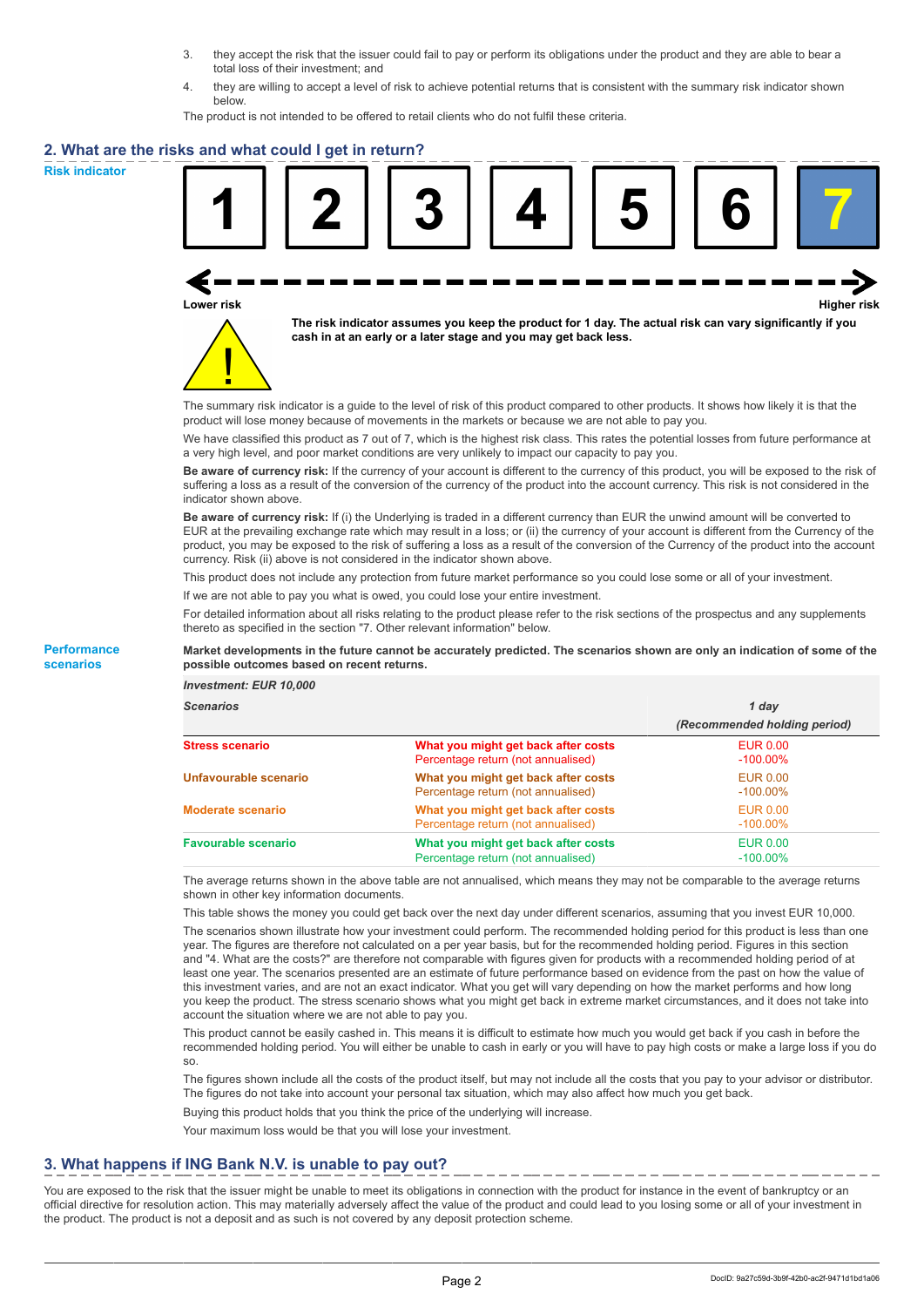3. they accept the risk that the issuer could fail to pay or perform its obligations under the product and they are able to bear a total loss of their investment; and
4. they are willing to accept a level of risk to achieve potential returns that is consistent with the summary risk indicator shown below.

The product is not intended to be offered to retail clients who do not fulfil these criteria.

## 2. What are the risks and what could I get in return?

**Risk indicator**

| 1 | 2 | 3 | 4 | 5 | 6 | **7** |
|---|---|---|---|---|---|---|

Lower risk — Higher risk

**The risk indicator assumes you keep the product for 1 day. The actual risk can vary significantly if you cash in at an early or a later stage and you may get back less.**

The summary risk indicator is a guide to the level of risk of this product compared to other products. It shows how likely it is that the product will lose money because of movements in the markets or because we are not able to pay you.

We have classified this product as 7 out of 7, which is the highest risk class. This rates the potential losses from future performance at a very high level, and poor market conditions are very unlikely to impact our capacity to pay you.

**Be aware of currency risk:** If the currency of your account is different to the currency of this product, you will be exposed to the risk of suffering a loss as a result of the conversion of the currency of the product into the account currency. This risk is not considered in the indicator shown above.

**Be aware of currency risk:** If (i) the Underlying is traded in a different currency than EUR the unwind amount will be converted to EUR at the prevailing exchange rate which may result in a loss; or (ii) the currency of your account is different from the Currency of the product, you may be exposed to the risk of suffering a loss as a result of the conversion of the Currency of the product into the account currency. Risk (ii) above is not considered in the indicator shown above.

This product does not include any protection from future market performance so you could lose some or all of your investment.

If we are not able to pay you what is owed, you could lose your entire investment.

For detailed information about all risks relating to the product please refer to the risk sections of the prospectus and any supplements thereto as specified in the section "7. Other relevant information" below.

**Performance scenarios**

**Market developments in the future cannot be accurately predicted. The scenarios shown are only an indication of some of the possible outcomes based on recent returns.**

| *Investment: EUR 10,000* | | |
|---|---|---|
| ***Scenarios*** | | ***1 day*** *(Recommended holding period)* |
| **Stress scenario** | **What you might get back after costs** | EUR 0.00 |
| | Percentage return (not annualised) | -100.00% |
| **Unfavourable scenario** | **What you might get back after costs** | EUR 0.00 |
| | Percentage return (not annualised) | -100.00% |
| **Moderate scenario** | **What you might get back after costs** | EUR 0.00 |
| | Percentage return (not annualised) | -100.00% |
| **Favourable scenario** | **What you might get back after costs** | EUR 0.00 |
| | Percentage return (not annualised) | -100.00% |

The average returns shown in the above table are not annualised, which means they may not be comparable to the average returns shown in other key information documents.

This table shows the money you could get back over the next day under different scenarios, assuming that you invest EUR 10,000.

The scenarios shown illustrate how your investment could perform. The recommended holding period for this product is less than one year. The figures are therefore not calculated on a per year basis, but for the recommended holding period. Figures in this section and "4. What are the costs?" are therefore not comparable with figures given for products with a recommended holding period of at least one year. The scenarios presented are an estimate of future performance based on evidence from the past on how the value of this investment varies, and are not an exact indicator. What you get will vary depending on how the market performs and how long you keep the product. The stress scenario shows what you might get back in extreme market circumstances, and it does not take into account the situation where we are not able to pay you.

This product cannot be easily cashed in. This means it is difficult to estimate how much you would get back if you cash in before the recommended holding period. You will either be unable to cash in early or you will have to pay high costs or make a large loss if you do so.

The figures shown include all the costs of the product itself, but may not include all the costs that you pay to your advisor or distributor. The figures do not take into account your personal tax situation, which may also affect how much you get back.

Buying this product holds that you think the price of the underlying will increase.

Your maximum loss would be that you will lose your investment.

## 3. What happens if ING Bank N.V. is unable to pay out?

You are exposed to the risk that the issuer might be unable to meet its obligations in connection with the product for instance in the event of bankruptcy or an official directive for resolution action. This may materially adversely affect the value of the product and could lead to you losing some or all of your investment in the product. The product is not a deposit and as such is not covered by any deposit protection scheme.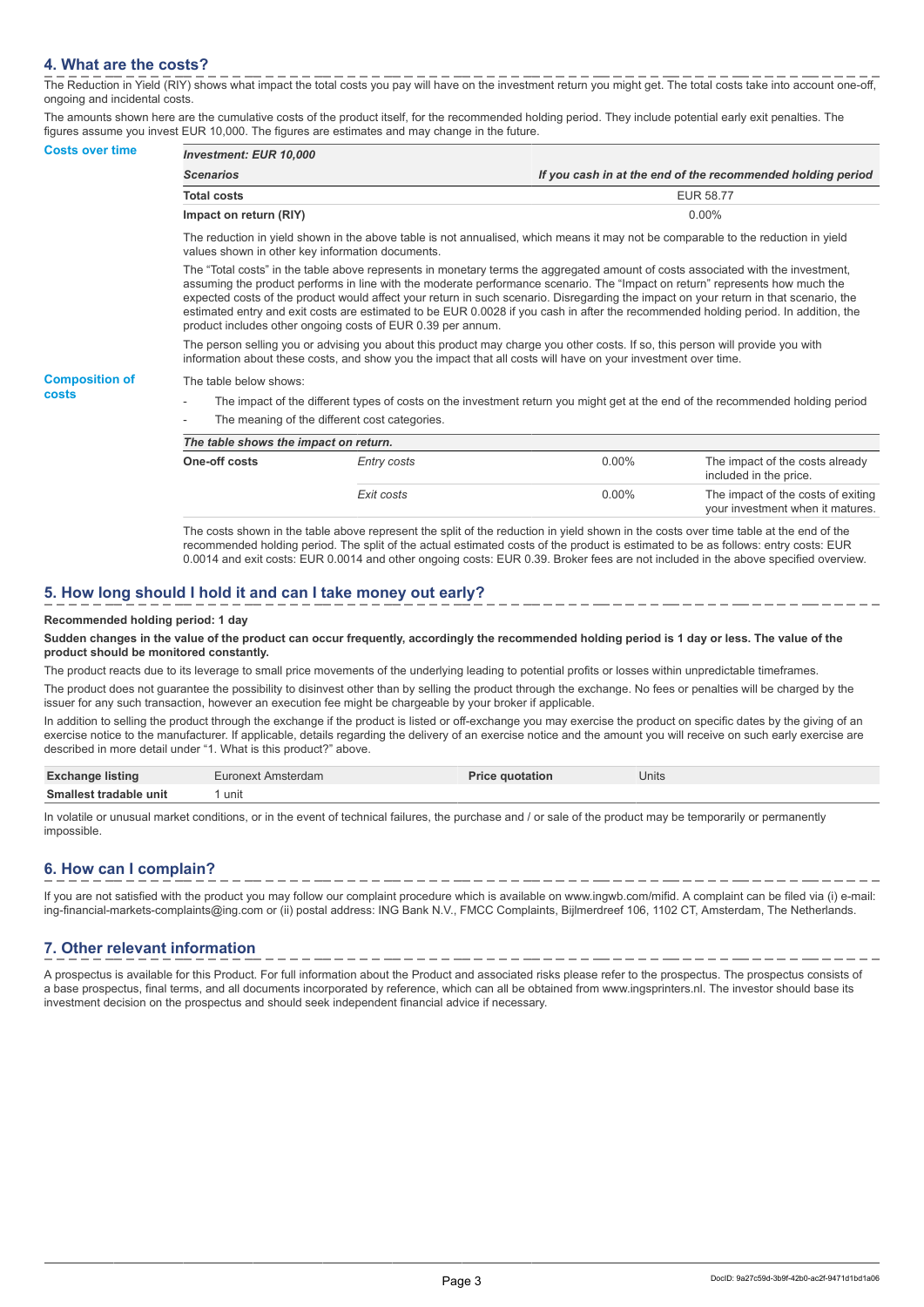## 4. What are the costs?

The Reduction in Yield (RIY) shows what impact the total costs you pay will have on the investment return you might get. The total costs take into account one-off, ongoing and incidental costs.

The amounts shown here are the cumulative costs of the product itself, for the recommended holding period. They include potential early exit penalties. The figures assume you invest EUR 10,000. The figures are estimates and may change in the future.

**Costs over time**

| *Investment: EUR 10,000* | |
|---|---|
| ***Scenarios*** | ***If you cash in at the end of the recommended holding period*** |
| **Total costs** | EUR 58.77 |
| **Impact on return (RIY)** | 0.00% |

The reduction in yield shown in the above table is not annualised, which means it may not be comparable to the reduction in yield values shown in other key information documents.

The "Total costs" in the table above represents in monetary terms the aggregated amount of costs associated with the investment, assuming the product performs in line with the moderate performance scenario. The "Impact on return" represents how much the expected costs of the product would affect your return in such scenario. Disregarding the impact on your return in that scenario, the estimated entry and exit costs are estimated to be EUR 0.0028 if you cash in after the recommended holding period. In addition, the product includes other ongoing costs of EUR 0.39 per annum.

The person selling you or advising you about this product may charge you other costs. If so, this person will provide you with information about these costs, and show you the impact that all costs will have on your investment over time.

**Composition of costs**

The table below shows:

- The impact of the different types of costs on the investment return you might get at the end of the recommended holding period
- The meaning of the different cost categories.

| *The table shows the impact on return.* | | | |
|---|---|---|---|
| **One-off costs** | *Entry costs* | 0.00% | The impact of the costs already included in the price. |
| | *Exit costs* | 0.00% | The impact of the costs of exiting your investment when it matures. |

The costs shown in the table above represent the split of the reduction in yield shown in the costs over time table at the end of the recommended holding period. The split of the actual estimated costs of the product is estimated to be as follows: entry costs: EUR 0.0014 and exit costs: EUR 0.0014 and other ongoing costs: EUR 0.39. Broker fees are not included in the above specified overview.

## 5. How long should I hold it and can I take money out early?

**Recommended holding period: 1 day**

**Sudden changes in the value of the product can occur frequently, accordingly the recommended holding period is 1 day or less. The value of the product should be monitored constantly.**

The product reacts due to its leverage to small price movements of the underlying leading to potential profits or losses within unpredictable timeframes.

The product does not guarantee the possibility to disinvest other than by selling the product through the exchange. No fees or penalties will be charged by the issuer for any such transaction, however an execution fee might be chargeable by your broker if applicable.

In addition to selling the product through the exchange if the product is listed or off-exchange you may exercise the product on specific dates by the giving of an exercise notice to the manufacturer. If applicable, details regarding the delivery of an exercise notice and the amount you will receive on such early exercise are described in more detail under "1. What is this product?" above.

| | | | |
|---|---|---|---|
| **Exchange listing** | Euronext Amsterdam | **Price quotation** | Units |
| **Smallest tradable unit** | 1 unit | | |

In volatile or unusual market conditions, or in the event of technical failures, the purchase and / or sale of the product may be temporarily or permanently impossible.

## 6. How can I complain?

If you are not satisfied with the product you may follow our complaint procedure which is available on www.ingwb.com/mifid. A complaint can be filed via (i) e-mail: ing-financial-markets-complaints@ing.com or (ii) postal address: ING Bank N.V., FMCC Complaints, Bijlmerdreef 106, 1102 CT, Amsterdam, The Netherlands.

## 7. Other relevant information

A prospectus is available for this Product. For full information about the Product and associated risks please refer to the prospectus. The prospectus consists of a base prospectus, final terms, and all documents incorporated by reference, which can all be obtained from www.ingsprinters.nl. The investor should base its investment decision on the prospectus and should seek independent financial advice if necessary.